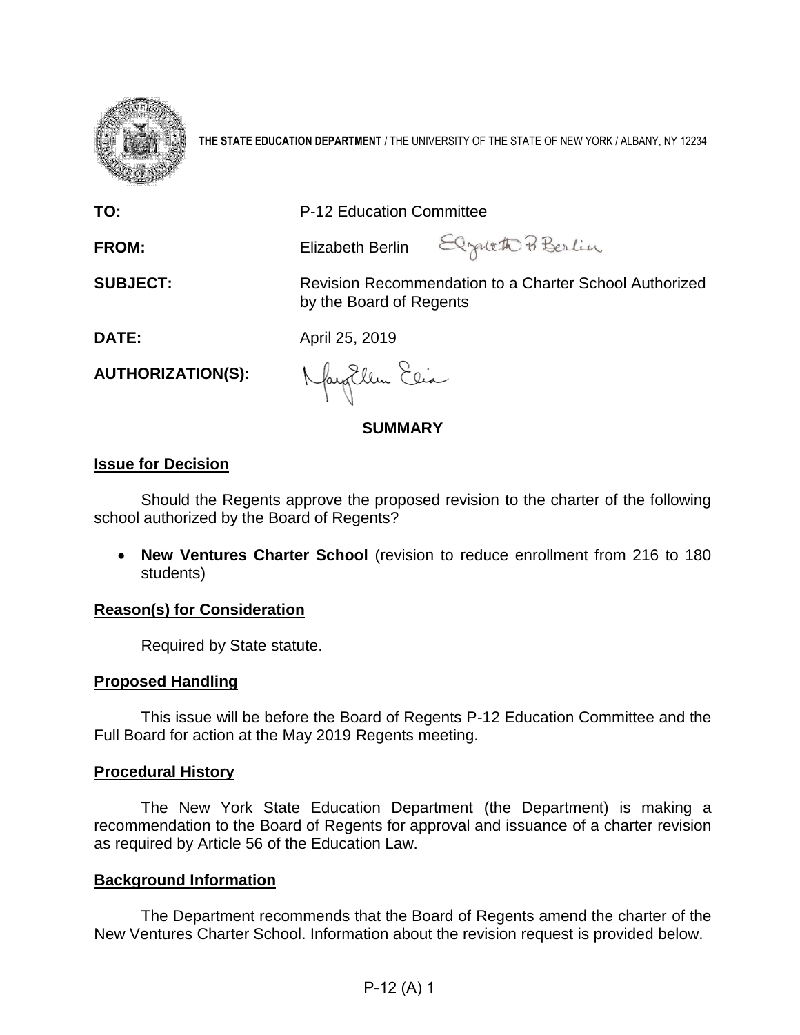**THE STATE EDUCATION DEPARTMENT** / THE UNIVERSITY OF THE STATE OF NEW YORK / ALBANY, NY 12234

**TO:** P-12 Education Committee

**FROM:** Elizabeth Berlin

**SUBJECT:** Revision Recommendation to a Charter School Authorized by the Board of Regents

**DATE:** April 25, 2019

**AUTHORIZATION(S):**

## SUMMARY

### Issue for Decision

Should the Regents approve the proposed revision to the charter of the following school authorized by the Board of Regents?

- **New Ventures Charter School** (revision to reduce enrollment from 216 to 180 students)

### Reason(s) for Consideration

Required by State statute.

### Proposed Handling

This issue will be before the Board of Regents P-12 Education Committee and the Full Board for action at the May 2019 Regents meeting.

### Procedural History

The New York State Education Department (the Department) is making a recommendation to the Board of Regents for approval and issuance of a charter revision as required by Article 56 of the Education Law.

### Background Information

The Department recommends that the Board of Regents amend the charter of the New Ventures Charter School. Information about the revision request is provided below.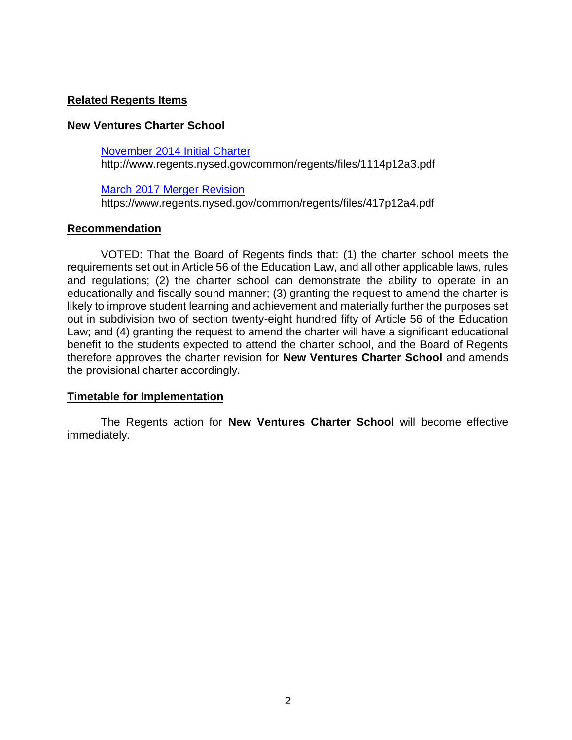## Related Regents Items

**New Ventures Charter School**

[November 2014 Initial Charter](http://www.regents.nysed.gov/common/regents/files/1114p12a3.pdf)
http://www.regents.nysed.gov/common/regents/files/1114p12a3.pdf

[March 2017 Merger Revision](https://www.regents.nysed.gov/common/regents/files/417p12a4.pdf)
https://www.regents.nysed.gov/common/regents/files/417p12a4.pdf

## Recommendation

VOTED: That the Board of Regents finds that: (1) the charter school meets the requirements set out in Article 56 of the Education Law, and all other applicable laws, rules and regulations; (2) the charter school can demonstrate the ability to operate in an educationally and fiscally sound manner; (3) granting the request to amend the charter is likely to improve student learning and achievement and materially further the purposes set out in subdivision two of section twenty-eight hundred fifty of Article 56 of the Education Law; and (4) granting the request to amend the charter will have a significant educational benefit to the students expected to attend the charter school, and the Board of Regents therefore approves the charter revision for **New Ventures Charter School** and amends the provisional charter accordingly.

## Timetable for Implementation

The Regents action for **New Ventures Charter School** will become effective immediately.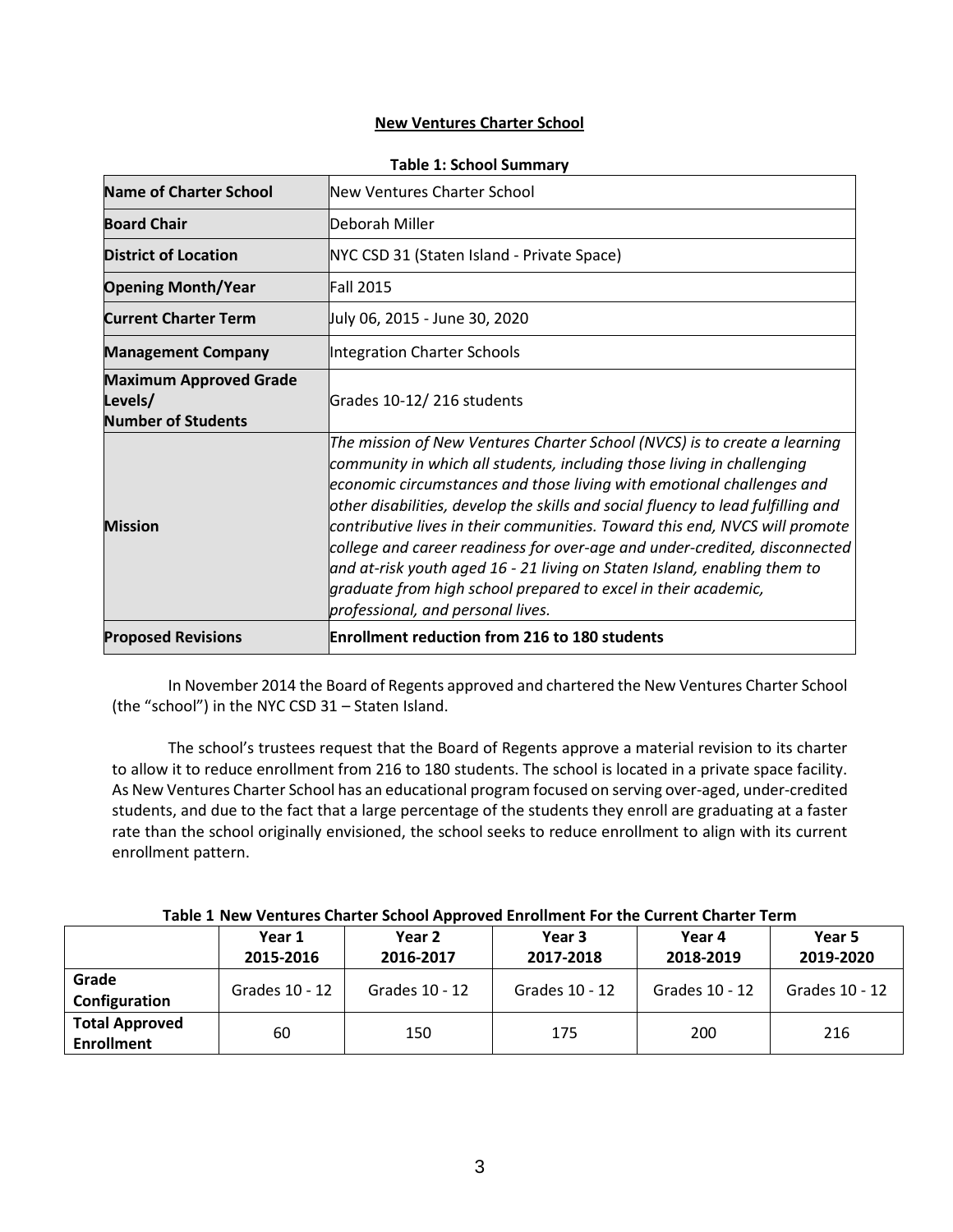**New Ventures Charter School**

**Table 1: School Summary**

| | |
|---|---|
| **Name of Charter School** | New Ventures Charter School |
| **Board Chair** | Deborah Miller |
| **District of Location** | NYC CSD 31 (Staten Island - Private Space) |
| **Opening Month/Year** | Fall 2015 |
| **Current Charter Term** | July 06, 2015 - June 30, 2020 |
| **Management Company** | Integration Charter Schools |
| **Maximum Approved Grade Levels/ Number of Students** | Grades 10-12/ 216 students |
| **Mission** | *The mission of New Ventures Charter School (NVCS) is to create a learning community in which all students, including those living in challenging economic circumstances and those living with emotional challenges and other disabilities, develop the skills and social fluency to lead fulfilling and contributive lives in their communities. Toward this end, NVCS will promote college and career readiness for over-age and under-credited, disconnected and at-risk youth aged 16 - 21 living on Staten Island, enabling them to graduate from high school prepared to excel in their academic, professional, and personal lives.* |
| **Proposed Revisions** | **Enrollment reduction from 216 to 180 students** |

In November 2014 the Board of Regents approved and chartered the New Ventures Charter School (the "school") in the NYC CSD 31 – Staten Island.

The school's trustees request that the Board of Regents approve a material revision to its charter to allow it to reduce enrollment from 216 to 180 students. The school is located in a private space facility. As New Ventures Charter School has an educational program focused on serving over-aged, under-credited students, and due to the fact that a large percentage of the students they enroll are graduating at a faster rate than the school originally envisioned, the school seeks to reduce enrollment to align with its current enrollment pattern.

**Table 1 New Ventures Charter School Approved Enrollment For the Current Charter Term**

| | Year 1 2015-2016 | Year 2 2016-2017 | Year 3 2017-2018 | Year 4 2018-2019 | Year 5 2019-2020 |
|---|---|---|---|---|---|
| **Grade Configuration** | Grades 10 - 12 | Grades 10 - 12 | Grades 10 - 12 | Grades 10 - 12 | Grades 10 - 12 |
| **Total Approved Enrollment** | 60 | 150 | 175 | 200 | 216 |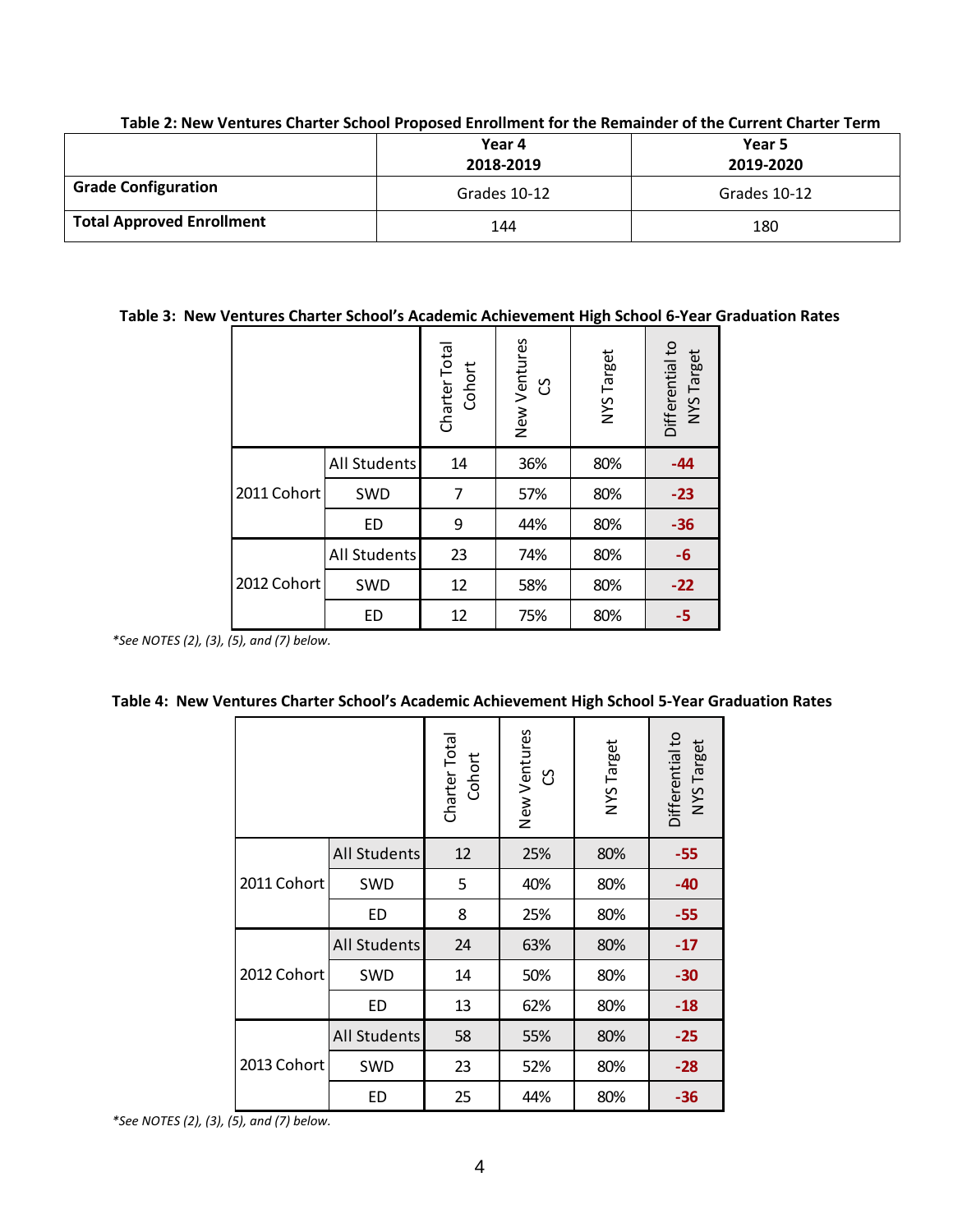**Table 2: New Ventures Charter School Proposed Enrollment for the Remainder of the Current Charter Term**

| | Year 4 2018-2019 | Year 5 2019-2020 |
|---|---|---|
| **Grade Configuration** | Grades 10-12 | Grades 10-12 |
| **Total Approved Enrollment** | 144 | 180 |

**Table 3: New Ventures Charter School's Academic Achievement High School 6-Year Graduation Rates**

| | | Charter Total Cohort | New Ventures CS | NYS Target | Differential to NYS Target |
|---|---|---|---|---|---|
| 2011 Cohort | All Students | 14 | 36% | 80% | **-44** |
| | SWD | 7 | 57% | 80% | **-23** |
| | ED | 9 | 44% | 80% | **-36** |
| 2012 Cohort | All Students | 23 | 74% | 80% | **-6** |
| | SWD | 12 | 58% | 80% | **-22** |
| | ED | 12 | 75% | 80% | **-5** |

*\*See NOTES (2), (3), (5), and (7) below.*

**Table 4: New Ventures Charter School's Academic Achievement High School 5-Year Graduation Rates**

| | | Charter Total Cohort | New Ventures CS | NYS Target | Differential to NYS Target |
|---|---|---|---|---|---|
| 2011 Cohort | All Students | 12 | 25% | 80% | **-55** |
| | SWD | 5 | 40% | 80% | **-40** |
| | ED | 8 | 25% | 80% | **-55** |
| 2012 Cohort | All Students | 24 | 63% | 80% | **-17** |
| | SWD | 14 | 50% | 80% | **-30** |
| | ED | 13 | 62% | 80% | **-18** |
| 2013 Cohort | All Students | 58 | 55% | 80% | **-25** |
| | SWD | 23 | 52% | 80% | **-28** |
| | ED | 25 | 44% | 80% | **-36** |

*\*See NOTES (2), (3), (5), and (7) below.*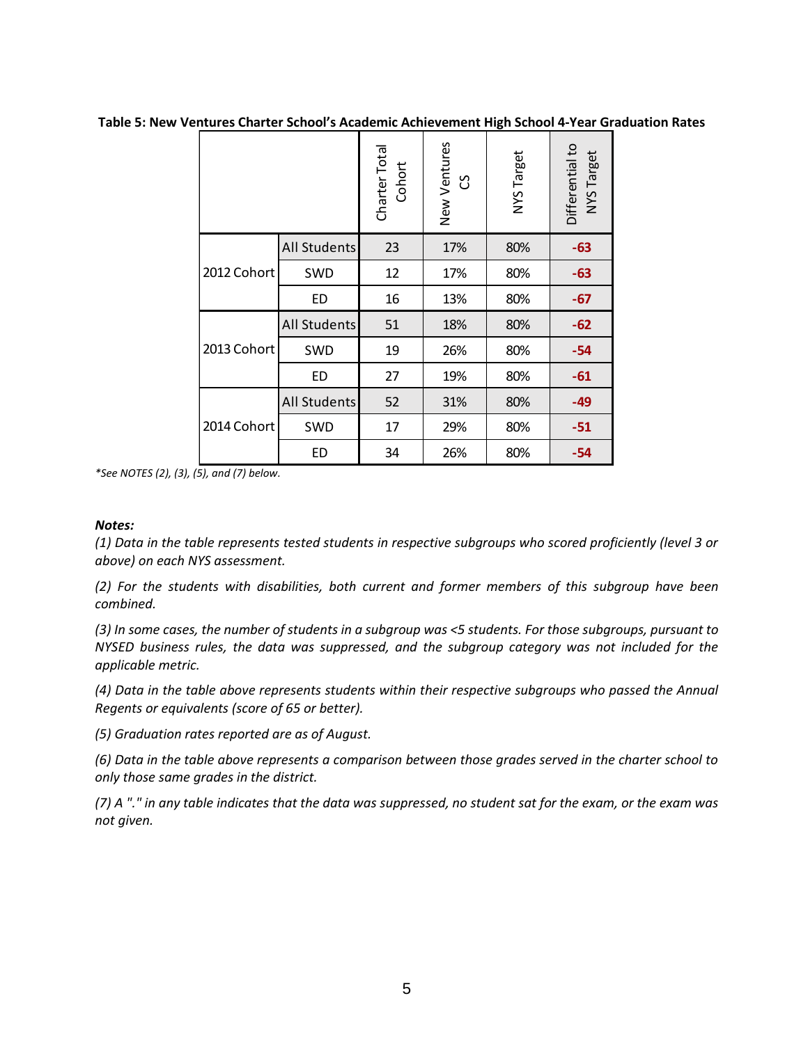**Table 5: New Ventures Charter School's Academic Achievement High School 4-Year Graduation Rates**

| | | Charter Total Cohort | New Ventures CS | NYS Target | Differential to NYS Target |
|---|---|---|---|---|---|
| 2012 Cohort | All Students | 23 | 17% | 80% | -63 |
| | SWD | 12 | 17% | 80% | -63 |
| | ED | 16 | 13% | 80% | -67 |
| 2013 Cohort | All Students | 51 | 18% | 80% | -62 |
| | SWD | 19 | 26% | 80% | -54 |
| | ED | 27 | 19% | 80% | -61 |
| 2014 Cohort | All Students | 52 | 31% | 80% | -49 |
| | SWD | 17 | 29% | 80% | -51 |
| | ED | 34 | 26% | 80% | -54 |

*\*See NOTES (2), (3), (5), and (7) below.*

***Notes:***

*(1) Data in the table represents tested students in respective subgroups who scored proficiently (level 3 or above) on each NYS assessment.*

*(2) For the students with disabilities, both current and former members of this subgroup have been combined.*

*(3) In some cases, the number of students in a subgroup was <5 students. For those subgroups, pursuant to NYSED business rules, the data was suppressed, and the subgroup category was not included for the applicable metric.*

*(4) Data in the table above represents students within their respective subgroups who passed the Annual Regents or equivalents (score of 65 or better).*

*(5) Graduation rates reported are as of August.*

*(6) Data in the table above represents a comparison between those grades served in the charter school to only those same grades in the district.*

*(7) A "." in any table indicates that the data was suppressed, no student sat for the exam, or the exam was not given.*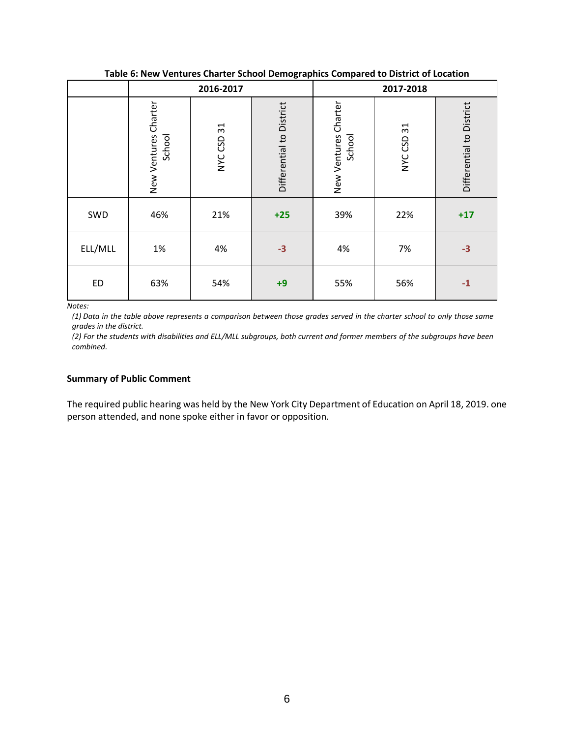**Table 6: New Ventures Charter School Demographics Compared to District of Location**

| | 2016-2017 | | | 2017-2018 | | |
|---|---|---|---|---|---|---|
| | New Ventures Charter School | NYC CSD 31 | Differential to District | New Ventures Charter School | NYC CSD 31 | Differential to District |
| SWD | 46% | 21% | **+25** | 39% | 22% | **+17** |
| ELL/MLL | 1% | 4% | **-3** | 4% | 7% | **-3** |
| ED | 63% | 54% | **+9** | 55% | 56% | **-1** |

*Notes:*

*(1) Data in the table above represents a comparison between those grades served in the charter school to only those same grades in the district.*

*(2) For the students with disabilities and ELL/MLL subgroups, both current and former members of the subgroups have been combined.*

**Summary of Public Comment**

The required public hearing was held by the New York City Department of Education on April 18, 2019. one person attended, and none spoke either in favor or opposition.